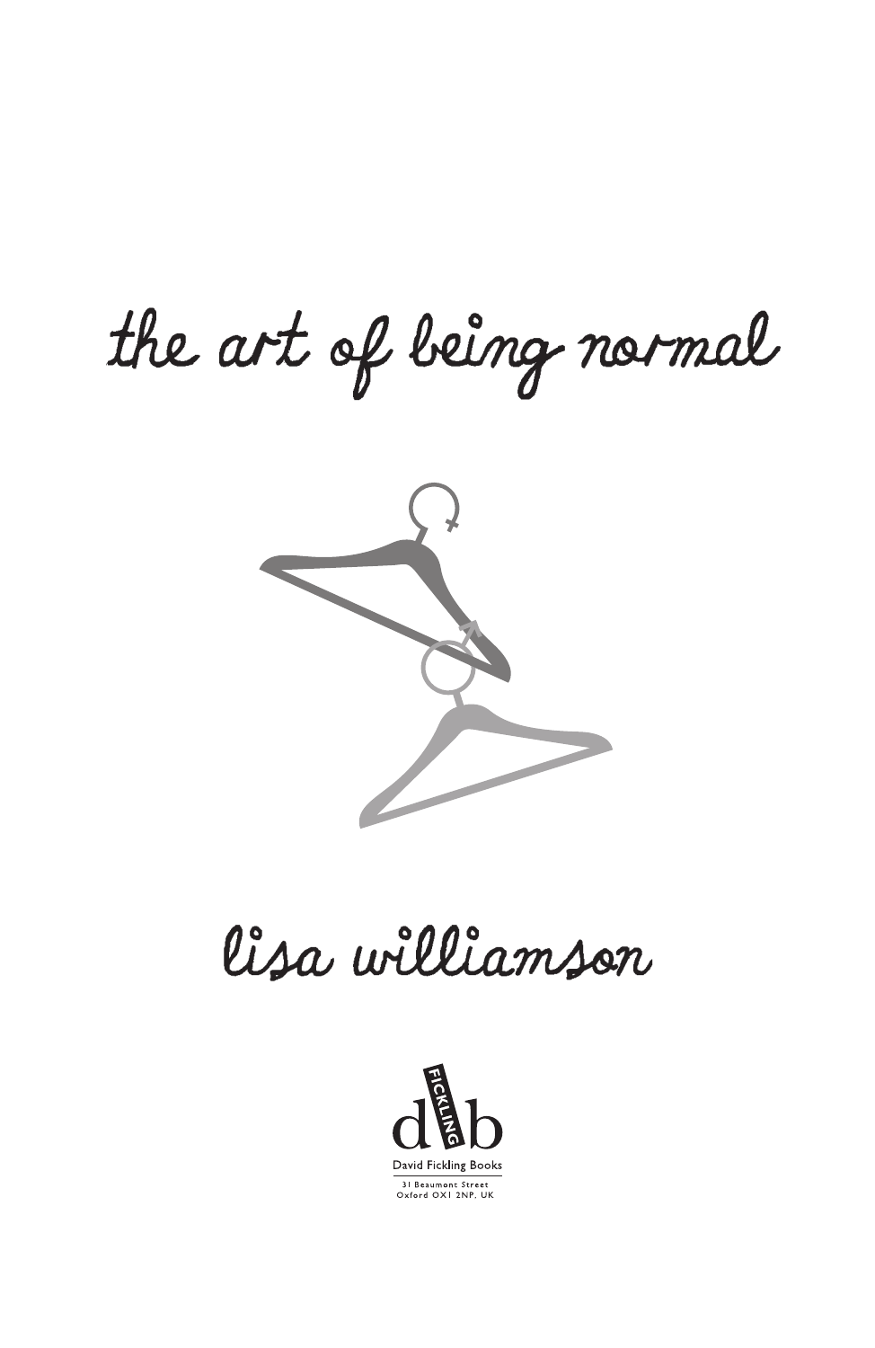# the art of being normal

## lisa williamson

FICKLING

David Fickling Books

31 Beaumont Street
Oxford OX1 2NP, UK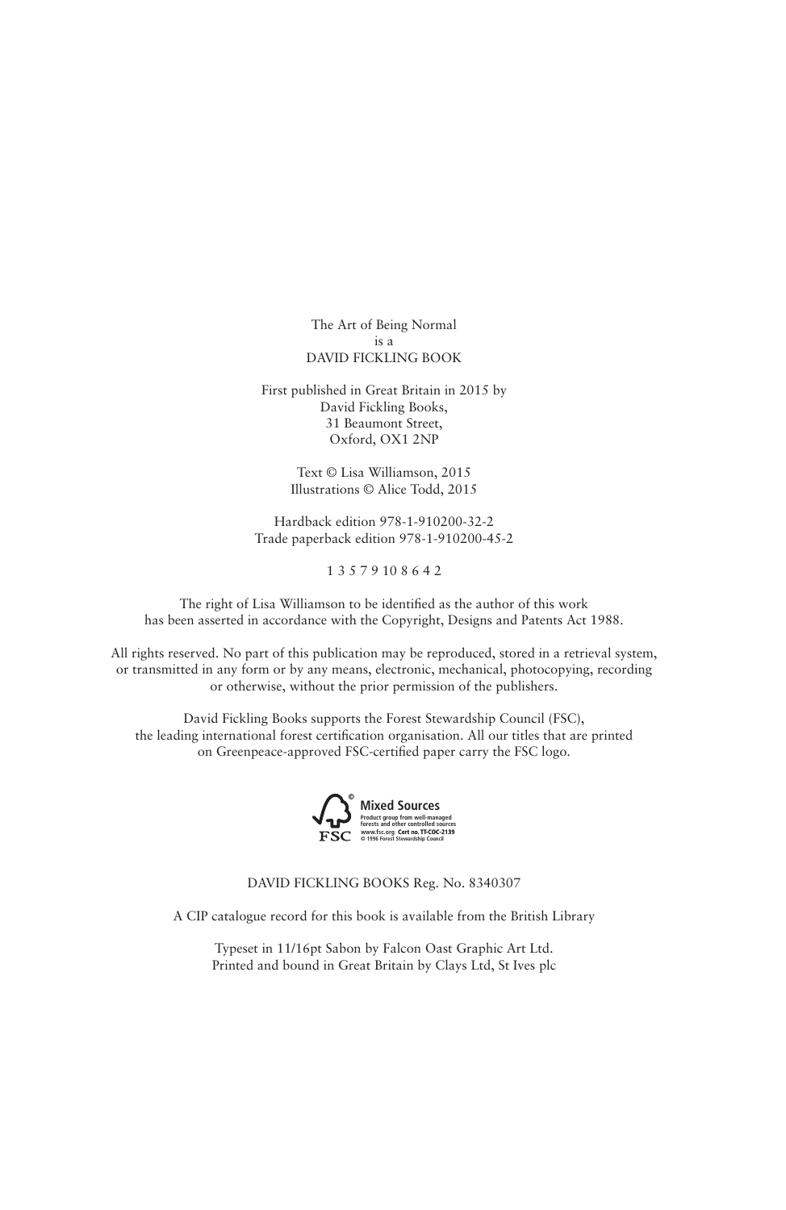The Art of Being Normal
is a
DAVID FICKLING BOOK

First published in Great Britain in 2015 by
David Fickling Books,
31 Beaumont Street,
Oxford, OX1 2NP

Text © Lisa Williamson, 2015
Illustrations © Alice Todd, 2015

Hardback edition 978-1-910200-32-2
Trade paperback edition 978-1-910200-45-2

1 3 5 7 9 10 8 6 4 2

The right of Lisa Williamson to be identified as the author of this work
has been asserted in accordance with the Copyright, Designs and Patents Act 1988.

All rights reserved. No part of this publication may be reproduced, stored in a retrieval system,
or transmitted in any form or by any means, electronic, mechanical, photocopying, recording
or otherwise, without the prior permission of the publishers.

David Fickling Books supports the Forest Stewardship Council (FSC),
the leading international forest certification organisation. All our titles that are printed
on Greenpeace-approved FSC-certified paper carry the FSC logo.

FSC Mixed Sources
Product group from well-managed forests and other controlled sources
www.fsc.org Cert no. TT-COC-2139
© 1996 Forest Stewardship Council

DAVID FICKLING BOOKS Reg. No. 8340307

A CIP catalogue record for this book is available from the British Library

Typeset in 11/16pt Sabon by Falcon Oast Graphic Art Ltd.
Printed and bound in Great Britain by Clays Ltd, St Ives plc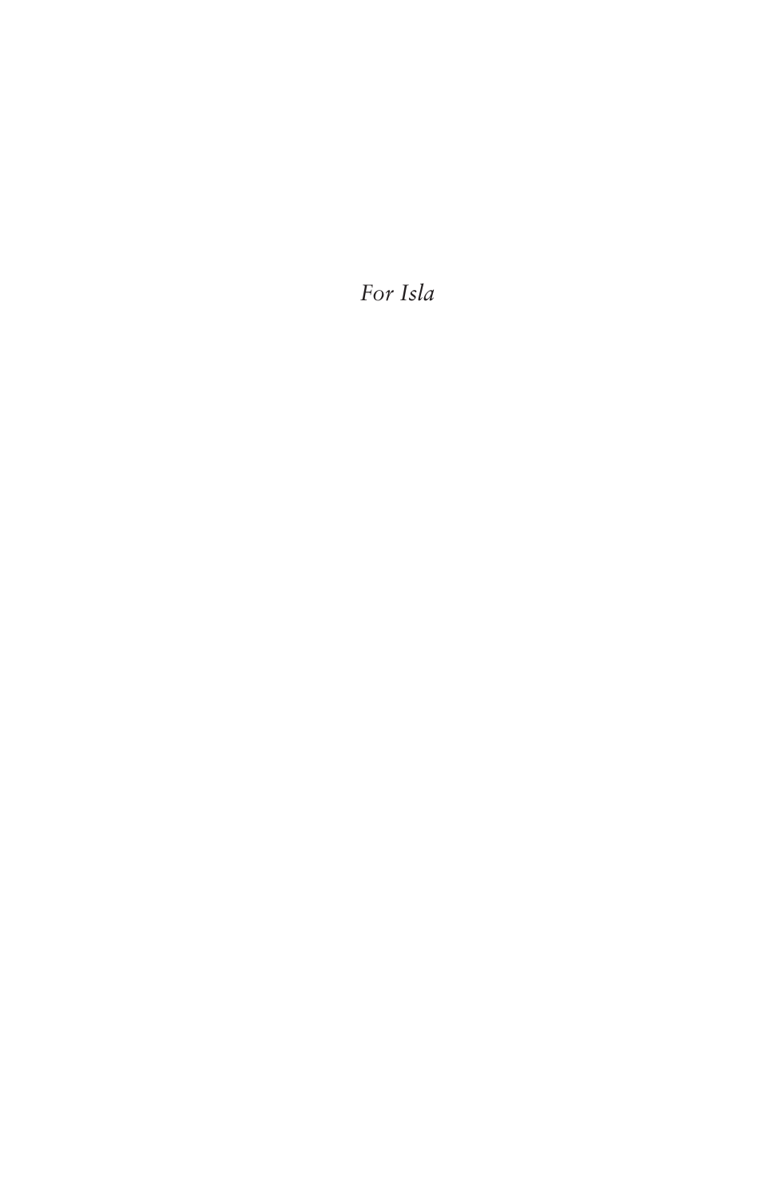*For Isla*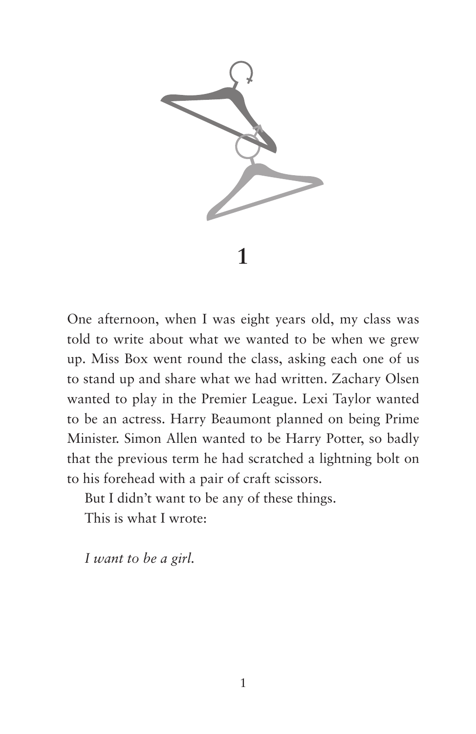# 1

One afternoon, when I was eight years old, my class was told to write about what we wanted to be when we grew up. Miss Box went round the class, asking each one of us to stand up and share what we had written. Zachary Olsen wanted to play in the Premier League. Lexi Taylor wanted to be an actress. Harry Beaumont planned on being Prime Minister. Simon Allen wanted to be Harry Potter, so badly that the previous term he had scratched a lightning bolt on to his forehead with a pair of craft scissors.

But I didn't want to be any of these things.

This is what I wrote:

*I want to be a girl.*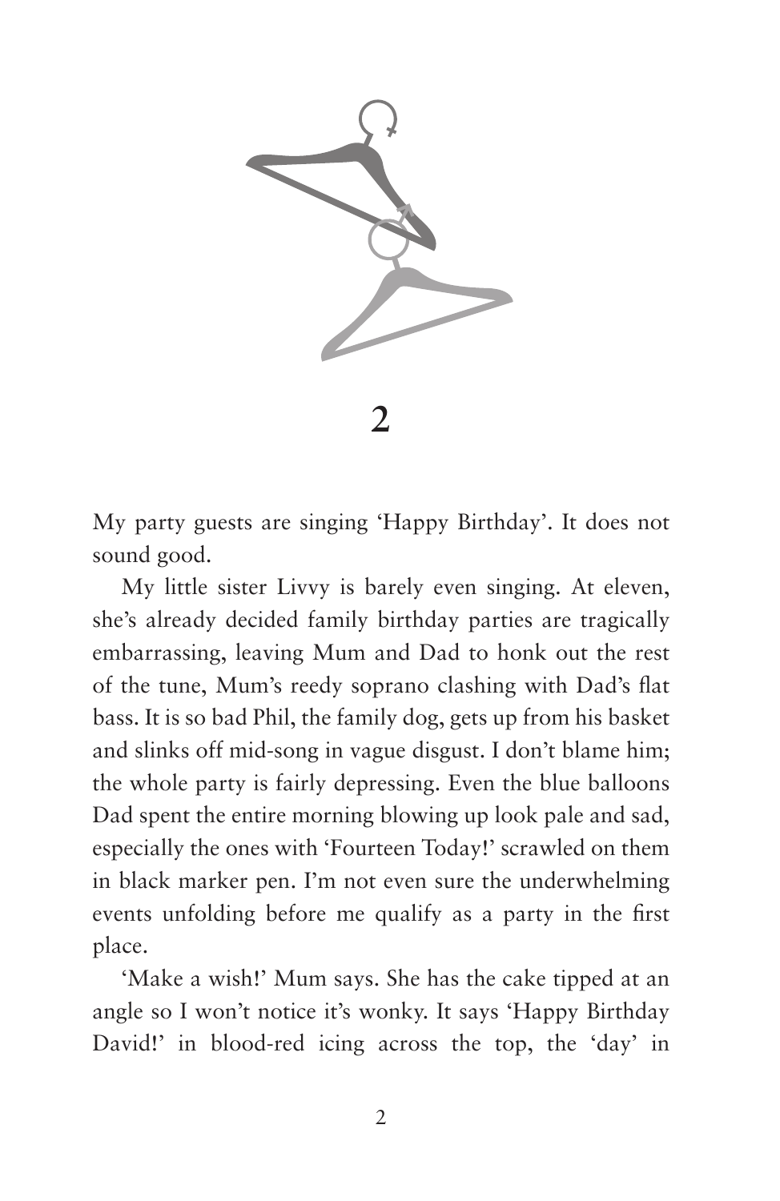# 2

My party guests are singing 'Happy Birthday'. It does not sound good.

My little sister Livvy is barely even singing. At eleven, she's already decided family birthday parties are tragically embarrassing, leaving Mum and Dad to honk out the rest of the tune, Mum's reedy soprano clashing with Dad's flat bass. It is so bad Phil, the family dog, gets up from his basket and slinks off mid-song in vague disgust. I don't blame him; the whole party is fairly depressing. Even the blue balloons Dad spent the entire morning blowing up look pale and sad, especially the ones with 'Fourteen Today!' scrawled on them in black marker pen. I'm not even sure the underwhelming events unfolding before me qualify as a party in the first place.

'Make a wish!' Mum says. She has the cake tipped at an angle so I won't notice it's wonky. It says 'Happy Birthday David!' in blood-red icing across the top, the 'day' in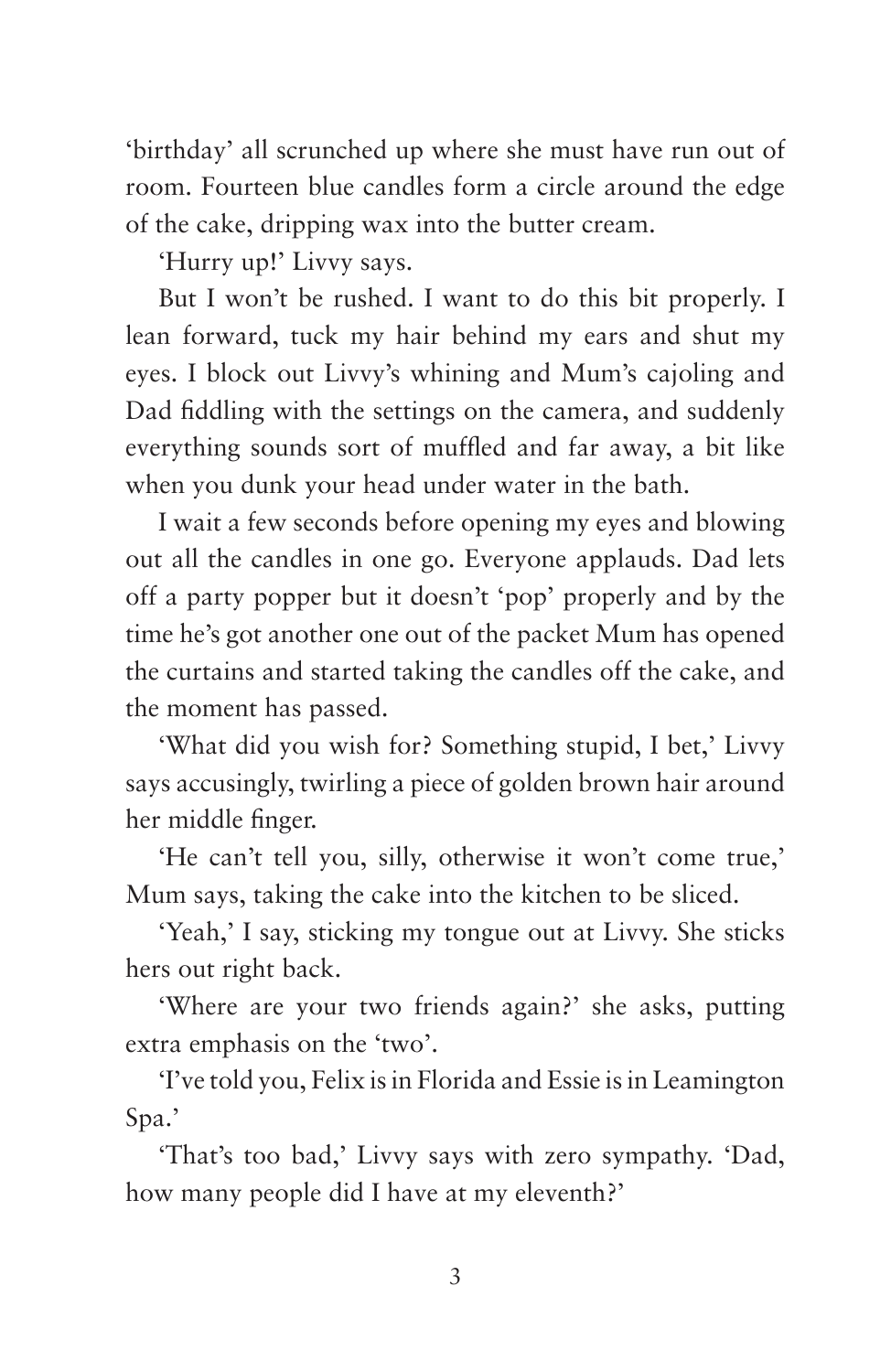'birthday' all scrunched up where she must have run out of room. Fourteen blue candles form a circle around the edge of the cake, dripping wax into the butter cream.

'Hurry up!' Livvy says.

But I won't be rushed. I want to do this bit properly. I lean forward, tuck my hair behind my ears and shut my eyes. I block out Livvy's whining and Mum's cajoling and Dad fiddling with the settings on the camera, and suddenly everything sounds sort of muffled and far away, a bit like when you dunk your head under water in the bath.

I wait a few seconds before opening my eyes and blowing out all the candles in one go. Everyone applauds. Dad lets off a party popper but it doesn't 'pop' properly and by the time he's got another one out of the packet Mum has opened the curtains and started taking the candles off the cake, and the moment has passed.

'What did you wish for? Something stupid, I bet,' Livvy says accusingly, twirling a piece of golden brown hair around her middle finger.

'He can't tell you, silly, otherwise it won't come true,' Mum says, taking the cake into the kitchen to be sliced.

'Yeah,' I say, sticking my tongue out at Livvy. She sticks hers out right back.

'Where are your two friends again?' she asks, putting extra emphasis on the 'two'.

'I've told you, Felix is in Florida and Essie is in Leamington Spa.'

'That's too bad,' Livvy says with zero sympathy. 'Dad, how many people did I have at my eleventh?'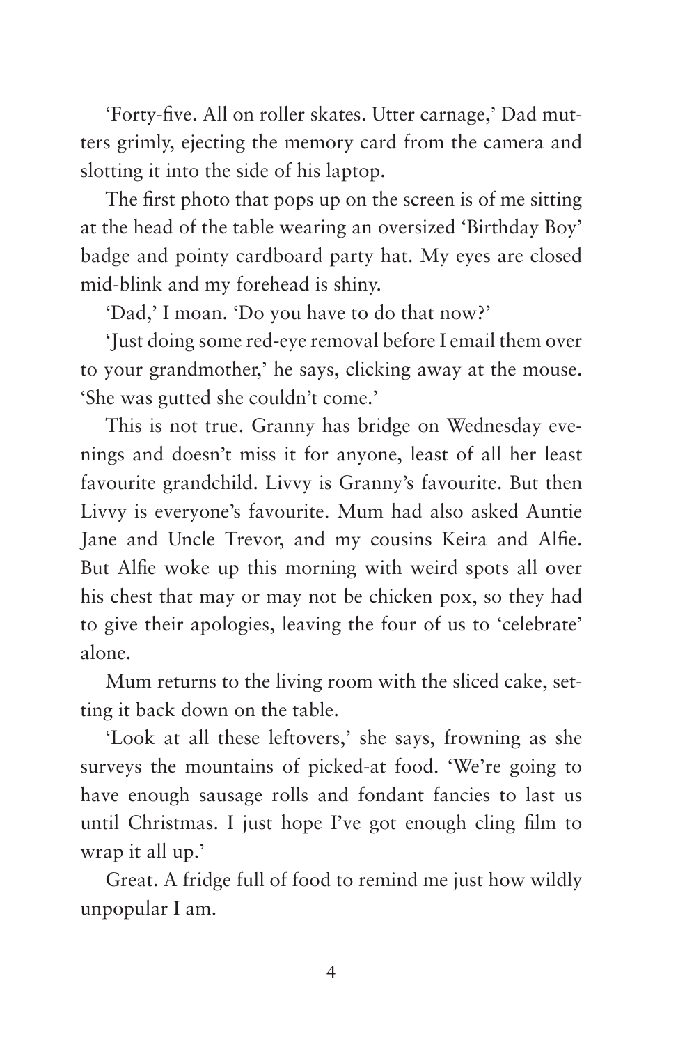'Forty-five. All on roller skates. Utter carnage,' Dad mutters grimly, ejecting the memory card from the camera and slotting it into the side of his laptop.

The first photo that pops up on the screen is of me sitting at the head of the table wearing an oversized 'Birthday Boy' badge and pointy cardboard party hat. My eyes are closed mid-blink and my forehead is shiny.

'Dad,' I moan. 'Do you have to do that now?'

'Just doing some red-eye removal before I email them over to your grandmother,' he says, clicking away at the mouse. 'She was gutted she couldn't come.'

This is not true. Granny has bridge on Wednesday evenings and doesn't miss it for anyone, least of all her least favourite grandchild. Livvy is Granny's favourite. But then Livvy is everyone's favourite. Mum had also asked Auntie Jane and Uncle Trevor, and my cousins Keira and Alfie. But Alfie woke up this morning with weird spots all over his chest that may or may not be chicken pox, so they had to give their apologies, leaving the four of us to 'celebrate' alone.

Mum returns to the living room with the sliced cake, setting it back down on the table.

'Look at all these leftovers,' she says, frowning as she surveys the mountains of picked-at food. 'We're going to have enough sausage rolls and fondant fancies to last us until Christmas. I just hope I've got enough cling film to wrap it all up.'

Great. A fridge full of food to remind me just how wildly unpopular I am.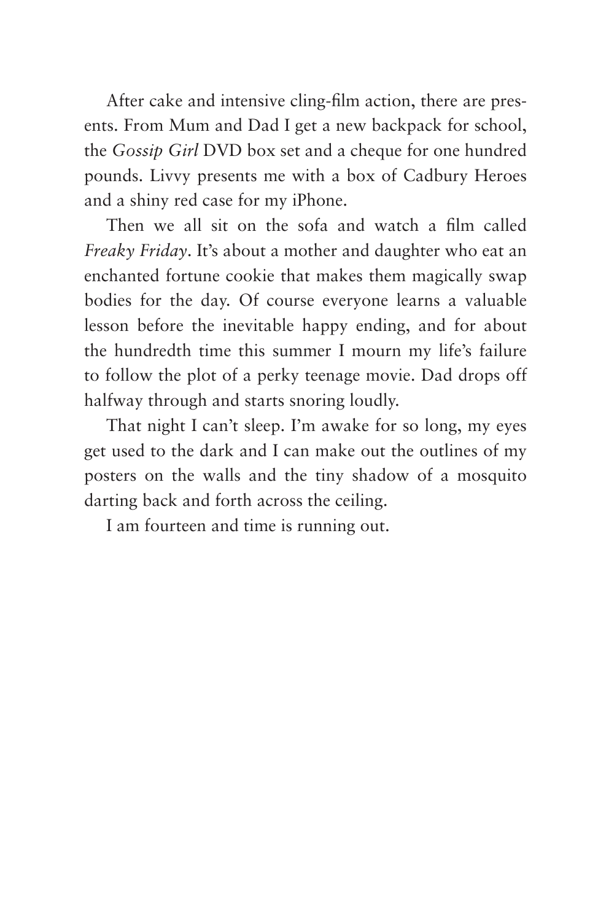After cake and intensive cling-film action, there are presents. From Mum and Dad I get a new backpack for school, the *Gossip Girl* DVD box set and a cheque for one hundred pounds. Livvy presents me with a box of Cadbury Heroes and a shiny red case for my iPhone.

Then we all sit on the sofa and watch a film called *Freaky Friday*. It's about a mother and daughter who eat an enchanted fortune cookie that makes them magically swap bodies for the day. Of course everyone learns a valuable lesson before the inevitable happy ending, and for about the hundredth time this summer I mourn my life's failure to follow the plot of a perky teenage movie. Dad drops off halfway through and starts snoring loudly.

That night I can't sleep. I'm awake for so long, my eyes get used to the dark and I can make out the outlines of my posters on the walls and the tiny shadow of a mosquito darting back and forth across the ceiling.

I am fourteen and time is running out.